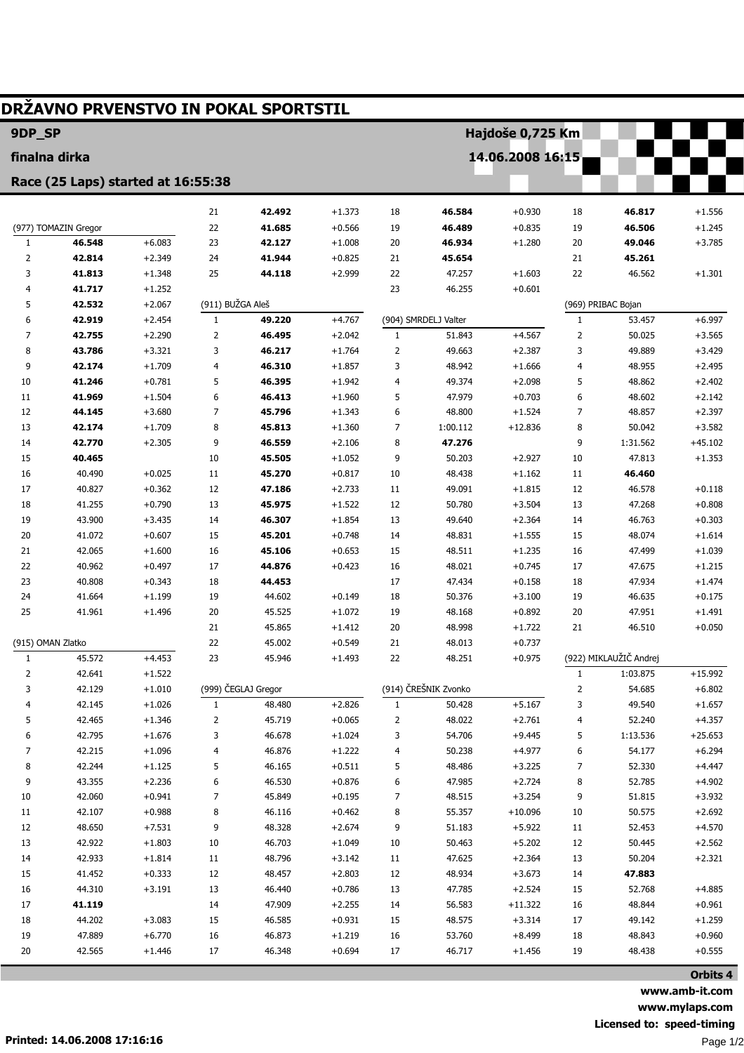# DRŽAVNO PRVENSTVO IN POKAL SPORTSTIL

**9DP_SP** — **Hajdoše 0,725 Km**

**finalna dirka** — **14.06.2008 16:15**

**Race (25 Laps) started at 16:55:38**

(977) TOMAZIN Gregor

| Lap | Time | Diff |
|---|---|---|
| 1 | **46.548** | +6.083 |
| 2 | **42.814** | +2.349 |
| 3 | **41.813** | +1.348 |
| 4 | **41.717** | +1.252 |
| 5 | **42.532** | +2.067 |
| 6 | **42.919** | +2.454 |
| 7 | **42.755** | +2.290 |
| 8 | **43.786** | +3.321 |
| 9 | **42.174** | +1.709 |
| 10 | **41.246** | +0.781 |
| 11 | **41.969** | +1.504 |
| 12 | **44.145** | +3.680 |
| 13 | **42.174** | +1.709 |
| 14 | **42.770** | +2.305 |
| 15 | **40.465** | |
| 16 | 40.490 | +0.025 |
| 17 | 40.827 | +0.362 |
| 18 | 41.255 | +0.790 |
| 19 | 43.900 | +3.435 |
| 20 | 41.072 | +0.607 |
| 21 | 42.065 | +1.600 |
| 22 | 40.962 | +0.497 |
| 23 | 40.808 | +0.343 |
| 24 | 41.664 | +1.199 |
| 25 | 41.961 | +1.496 |

(915) OMAN Zlatko

| Lap | Time | Diff |
|---|---|---|
| 1 | 45.572 | +4.453 |
| 2 | 42.641 | +1.522 |
| 3 | 42.129 | +1.010 |
| 4 | 42.145 | +1.026 |
| 5 | 42.465 | +1.346 |
| 6 | 42.795 | +1.676 |
| 7 | 42.215 | +1.096 |
| 8 | 42.244 | +1.125 |
| 9 | 43.355 | +2.236 |
| 10 | 42.060 | +0.941 |
| 11 | 42.107 | +0.988 |
| 12 | 48.650 | +7.531 |
| 13 | 42.922 | +1.803 |
| 14 | 42.933 | +1.814 |
| 15 | 41.452 | +0.333 |
| 16 | 44.310 | +3.191 |
| 17 | **41.119** | |
| 18 | 44.202 | +3.083 |
| 19 | 47.889 | +6.770 |
| 20 | 42.565 | +1.446 |
| 21 | **42.492** | +1.373 |
| 22 | **41.685** | +0.566 |
| 23 | **42.127** | +1.008 |
| 24 | **41.944** | +0.825 |
| 25 | **44.118** | +2.999 |

(911) BUŽGA Aleš

| Lap | Time | Diff |
|---|---|---|
| 1 | **49.220** | +4.767 |
| 2 | **46.495** | +2.042 |
| 3 | **46.217** | +1.764 |
| 4 | **46.310** | +1.857 |
| 5 | **46.395** | +1.942 |
| 6 | **46.413** | +1.960 |
| 7 | **45.796** | +1.343 |
| 8 | **45.813** | +1.360 |
| 9 | **46.559** | +2.106 |
| 10 | **45.505** | +1.052 |
| 11 | **45.270** | +0.817 |
| 12 | **47.186** | +2.733 |
| 13 | **45.975** | +1.522 |
| 14 | **46.307** | +1.854 |
| 15 | **45.201** | +0.748 |
| 16 | **45.106** | +0.653 |
| 17 | **44.876** | +0.423 |
| 18 | **44.453** | |
| 19 | 44.602 | +0.149 |
| 20 | 45.525 | +1.072 |
| 21 | 45.865 | +1.412 |
| 22 | 45.002 | +0.549 |
| 23 | 45.946 | +1.493 |

(999) ČEGLAJ Gregor

| Lap | Time | Diff |
|---|---|---|
| 1 | 48.480 | +2.826 |
| 2 | 45.719 | +0.065 |
| 3 | 46.678 | +1.024 |
| 4 | 46.876 | +1.222 |
| 5 | 46.165 | +0.511 |
| 6 | 46.530 | +0.876 |
| 7 | 45.849 | +0.195 |
| 8 | 46.116 | +0.462 |
| 9 | 48.328 | +2.674 |
| 10 | 46.703 | +1.049 |
| 11 | 48.796 | +3.142 |
| 12 | 48.457 | +2.803 |
| 13 | 46.440 | +0.786 |
| 14 | 47.909 | +2.255 |
| 15 | 46.585 | +0.931 |
| 16 | 46.873 | +1.219 |
| 17 | 46.348 | +0.694 |
| 18 | **46.584** | +0.930 |
| 19 | **46.489** | +0.835 |
| 20 | **46.934** | +1.280 |
| 21 | **45.654** | |
| 22 | 47.257 | +1.603 |
| 23 | 46.255 | +0.601 |

(904) SMRDELJ Valter

| Lap | Time | Diff |
|---|---|---|
| 1 | 51.843 | +4.567 |
| 2 | 49.663 | +2.387 |
| 3 | 48.942 | +1.666 |
| 4 | 49.374 | +2.098 |
| 5 | 47.979 | +0.703 |
| 6 | 48.800 | +1.524 |
| 7 | 1:00.112 | +12.836 |
| 8 | **47.276** | |
| 9 | 50.203 | +2.927 |
| 10 | 48.438 | +1.162 |
| 11 | 49.091 | +1.815 |
| 12 | 50.780 | +3.504 |
| 13 | 49.640 | +2.364 |
| 14 | 48.831 | +1.555 |
| 15 | 48.511 | +1.235 |
| 16 | 48.021 | +0.745 |
| 17 | 47.434 | +0.158 |
| 18 | 50.376 | +3.100 |
| 19 | 48.168 | +0.892 |
| 20 | 48.998 | +1.722 |
| 21 | 48.013 | +0.737 |
| 22 | 48.251 | +0.975 |

(914) ČREŠNIK Zvonko

| Lap | Time | Diff |
|---|---|---|
| 1 | 50.428 | +5.167 |
| 2 | 48.022 | +2.761 |
| 3 | 54.706 | +9.445 |
| 4 | 50.238 | +4.977 |
| 5 | 48.486 | +3.225 |
| 6 | 47.985 | +2.724 |
| 7 | 48.515 | +3.254 |
| 8 | 55.357 | +10.096 |
| 9 | 51.183 | +5.922 |
| 10 | 50.463 | +5.202 |
| 11 | 47.625 | +2.364 |
| 12 | 48.934 | +3.673 |
| 13 | 47.785 | +2.524 |
| 14 | 56.583 | +11.322 |
| 15 | 48.575 | +3.314 |
| 16 | 53.760 | +8.499 |
| 17 | 46.717 | +1.456 |
| 18 | **46.817** | +1.556 |
| 19 | **46.506** | +1.245 |
| 20 | **49.046** | +3.785 |
| 21 | **45.261** | |
| 22 | 46.562 | +1.301 |

(969) PRIBAC Bojan

| Lap | Time | Diff |
|---|---|---|
| 1 | 53.457 | +6.997 |
| 2 | 50.025 | +3.565 |
| 3 | 49.889 | +3.429 |
| 4 | 48.955 | +2.495 |
| 5 | 48.862 | +2.402 |
| 6 | 48.602 | +2.142 |
| 7 | 48.857 | +2.397 |
| 8 | 50.042 | +3.582 |
| 9 | 1:31.562 | +45.102 |
| 10 | 47.813 | +1.353 |
| 11 | **46.460** | |
| 12 | 46.578 | +0.118 |
| 13 | 47.268 | +0.808 |
| 14 | 46.763 | +0.303 |
| 15 | 48.074 | +1.614 |
| 16 | 47.499 | +1.039 |
| 17 | 47.675 | +1.215 |
| 18 | 47.934 | +1.474 |
| 19 | 46.635 | +0.175 |
| 20 | 47.951 | +1.491 |
| 21 | 46.510 | +0.050 |

(922) MIKLAUŽIČ Andrej

| Lap | Time | Diff |
|---|---|---|
| 1 | 1:03.875 | +15.992 |
| 2 | 54.685 | +6.802 |
| 3 | 49.540 | +1.657 |
| 4 | 52.240 | +4.357 |
| 5 | 1:13.536 | +25.653 |
| 6 | 54.177 | +6.294 |
| 7 | 52.330 | +4.447 |
| 8 | 52.785 | +4.902 |
| 9 | 51.815 | +3.932 |
| 10 | 50.575 | +2.692 |
| 11 | 52.453 | +4.570 |
| 12 | 50.445 | +2.562 |
| 13 | 50.204 | +2.321 |
| 14 | **47.883** | |
| 15 | 52.768 | +4.885 |
| 16 | 48.844 | +0.961 |
| 17 | 49.142 | +1.259 |
| 18 | 48.843 | +0.960 |
| 19 | 48.438 | +0.555 |

**Orbits 4**

**www.amb-it.com**

**www.mylaps.com**

**Licensed to: speed-timing**

**Printed: 14.06.2008 17:16:16**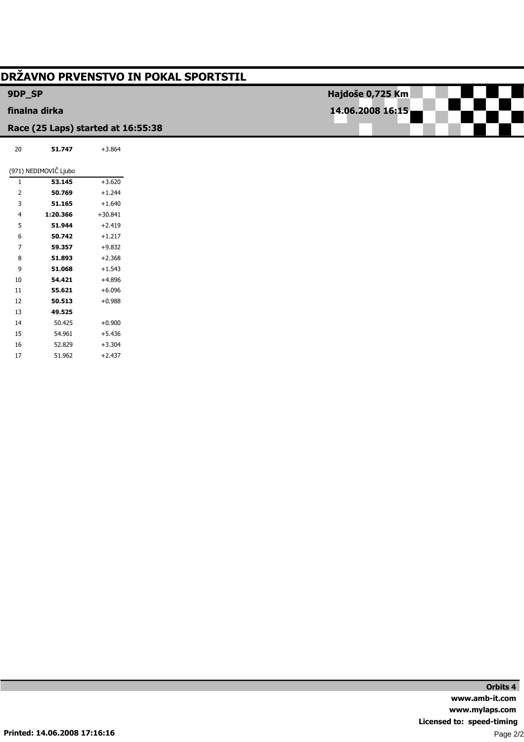# DRŽAVNO PRVENSTVO IN POKAL SPORTSTIL

**9DP_SP** — **Hajdoše 0,725 Km**

**finalna dirka** — **14.06.2008 16:15**

**Race (25 Laps) started at 16:55:38**

| | | |
|---|---|---|
| 20 | **51.747** | +3.864 |

(971) NEDIMOVIČ Ljubo

| | | |
|---|---|---|
| 1 | **53.145** | +3.620 |
| 2 | **50.769** | +1.244 |
| 3 | **51.165** | +1.640 |
| 4 | **1:20.366** | +30.841 |
| 5 | **51.944** | +2.419 |
| 6 | **50.742** | +1.217 |
| 7 | **59.357** | +9.832 |
| 8 | **51.893** | +2.368 |
| 9 | **51.068** | +1.543 |
| 10 | **54.421** | +4.896 |
| 11 | **55.621** | +6.096 |
| 12 | **50.513** | +0.988 |
| 13 | **49.525** | |
| 14 | 50.425 | +0.900 |
| 15 | 54.961 | +5.436 |
| 16 | 52.829 | +3.304 |
| 17 | 51.962 | +2.437 |

**Orbits 4**
**www.amb-it.com**
**www.mylaps.com**
**Licensed to: speed-timing**

**Printed: 14.06.2008 17:16:16**